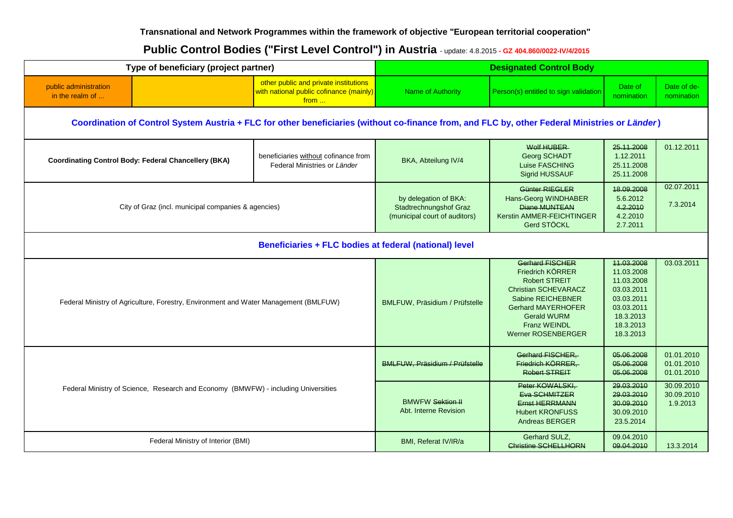**Transnational and Network Programmes within the framework of objective "European territorial cooperation"**

# Public Control Bodies ("First Level Control") in Austria - update: 4.8.2015 - GZ 404.860/0022-IV/4/2015

| Type of beneficiary (project partner) | | | Designated Control Body | | | |
|---|---|---|---|---|---|---|
| public administration in the realm of ... | | other public and private institutions with national public cofinance (mainly) from ... | Name of Authority | Person(s) entitled to sign validation | Date of nomination | Date of de-nomination |
| **Coordination of Control System Austria + FLC for other beneficiaries (without co-finance from, and FLC by, other Federal Ministries or *Länder*)** | | | | | | |
| **Coordinating Control Body: Federal Chancellery (BKA)** | | beneficiaries without cofinance from Federal Ministries or *Länder* | BKA, Abteilung IV/4 | ~~Wolf HUBER~~<br>Georg SCHADT<br>Luise FASCHING<br>Sigrid HUSSAUF | ~~25.11.2008~~<br>1.12.2011<br>25.11.2008<br>25.11.2008 | 01.12.2011 |
| City of Graz (incl. municipal companies & agencies) | | | by delegation of BKA: Stadtrechnungshof Graz (municipal court of auditors) | ~~Günter RIEGLER~~<br>Hans-Georg WINDHABER<br>~~Diane MUNTEAN~~<br>Kerstin AMMER-FEICHTINGER<br>Gerd STÖCKL | ~~18.09.2008~~<br>5.6.2012<br>~~4.2.2010~~<br>4.2.2010<br>2.7.2011 | 02.07.2011<br>7.3.2014 |
| **Beneficiaries + FLC bodies at federal (national) level** | | | | | | |
| Federal Ministry of Agriculture, Forestry, Environment and Water Management (BMLFUW) | | | BMLFUW, Präsidium / Prüfstelle | ~~Gerhard FISCHER~~<br>Friedrich KÖRRER<br>Robert STREIT<br>Christian SCHEVARACZ<br>Sabine REICHEBNER<br>Gerhard MAYERHOFER<br>Gerald WURM<br>Franz WEINDL<br>Werner ROSENBERGER | ~~11.03.2008~~<br>11.03.2008<br>11.03.2008<br>03.03.2011<br>03.03.2011<br>03.03.2011<br>18.3.2013<br>18.3.2013<br>18.3.2013 | 03.03.2011 |
| Federal Ministry of Science, Research and Economy (BMWFW) - including Universities | | | ~~BMLFUW, Präsidium / Prüfstelle~~ | ~~Gerhard FISCHER,~~<br>~~Friedrich KÖRRER,~~<br>~~Robert STREIT~~ | ~~05.06.2008~~<br>~~05.06.2008~~<br>~~05.06.2008~~ | 01.01.2010<br>01.01.2010<br>01.01.2010 |
| | | | BMWFW ~~Sektion II~~ Abt. Interne Revision | ~~Peter KOWALSKI,~~<br>~~Eva SCHMITZER~~<br>~~Ernst HERRMANN~~<br>Hubert KRONFUSS<br>Andreas BERGER | ~~29.03.2010~~<br>~~29.03.2010~~<br>~~30.09.2010~~<br>30.09.2010<br>23.5.2014 | 30.09.2010<br>30.09.2010<br>1.9.2013 |
| Federal Ministry of Interior (BMI) | | | BMI, Referat IV/IR/a | Gerhard SULZ,<br>~~Christine SCHELLHORN~~ | 09.04.2010<br>~~09.04.2010~~ | 13.3.2014 |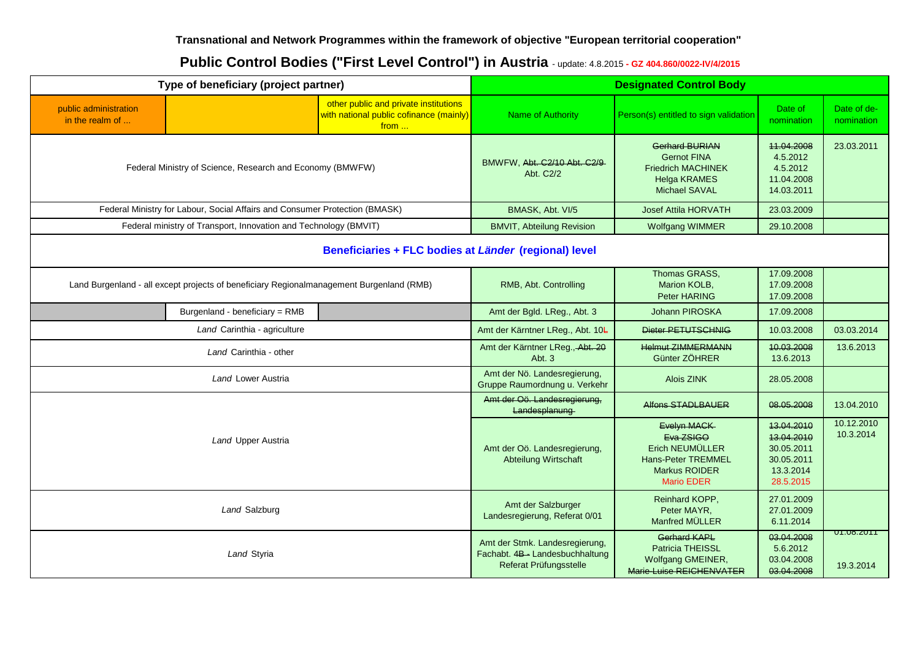**Transnational and Network Programmes within the framework of objective "European territorial cooperation"**

# Public Control Bodies ("First Level Control") in Austria - update: 4.8.2015 - GZ 404.860/0022-IV/4/2015

| Type of beneficiary (project partner) | | | Designated Control Body | | | |
|---|---|---|---|---|---|---|
| public administration in the realm of ... | | other public and private institutions with national public cofinance (mainly) from ... | Name of Authority | Person(s) entitled to sign validation | Date of nomination | Date of de-nomination |
| Federal Ministry of Science, Research and Economy (BMWFW) | | | BMWFW, ~~Abt. C2/10 Abt. C2/9~~ Abt. C2/2 | ~~Gerhard BURIAN~~<br>Gernot FINA<br>Friedrich MACHINEK<br>Helga KRAMES<br>Michael SAVAL | ~~11.04.2008~~<br>4.5.2012<br>4.5.2012<br>11.04.2008<br>14.03.2011 | 23.03.2011 |
| Federal Ministry for Labour, Social Affairs and Consumer Protection (BMASK) | | | BMASK, Abt. VI/5 | Josef Attila HORVATH | 23.03.2009 | |
| Federal ministry of Transport, Innovation and Technology (BMVIT) | | | BMVIT, Abteilung Revision | Wolfgang WIMMER | 29.10.2008 | |
| **Beneficiaries + FLC bodies at *Länder* (regional) level** | | | | | | |
| Land Burgenland - all except projects of beneficiary Regionalmanagement Burgenland (RMB) | | | RMB, Abt. Controlling | Thomas GRASS,<br>Marion KOLB,<br>Peter HARING | 17.09.2008<br>17.09.2008<br>17.09.2008 | |
| | Burgenland - beneficiary = RMB | | Amt der Bgld. LReg., Abt. 3 | Johann PIROSKA | 17.09.2008 | |
| *Land* Carinthia - agriculture | | | Amt der Kärntner LReg., Abt. 10~~L~~ | ~~Dieter PETUTSCHNIG~~ | 10.03.2008 | 03.03.2014 |
| *Land* Carinthia - other | | | Amt der Kärntner LReg., ~~Abt. 20~~ Abt. 3 | ~~Helmut ZIMMERMANN~~<br>Günter ZÖHRER | ~~10.03.2008~~<br>13.6.2013 | 13.6.2013 |
| *Land* Lower Austria | | | Amt der Nö. Landesregierung, Gruppe Raumordnung u. Verkehr | Alois ZINK | 28.05.2008 | |
| *Land* Upper Austria | | | ~~Amt der Oö. Landesregierung, Landesplanung~~ | ~~Alfons STADLBAUER~~ | ~~08.05.2008~~ | 13.04.2010 |
| | | | Amt der Oö. Landesregierung, Abteilung Wirtschaft | ~~Evelyn MACK~~<br>~~Eva ZSIGO~~<br>Erich NEUMÜLLER<br>Hans-Peter TREMMEL<br>Markus ROIDER<br>Mario EDER | ~~13.04.2010~~<br>~~13.04.2010~~<br>30.05.2011<br>30.05.2011<br>13.3.2014<br>28.5.2015 | 10.12.2010<br>10.3.2014 |
| *Land* Salzburg | | | Amt der Salzburger Landesregierung, Referat 0/01 | Reinhard KOPP,<br>Peter MAYR,<br>Manfred MÜLLER | 27.01.2009<br>27.01.2009<br>6.11.2014 | |
| *Land* Styria | | | Amt der Stmk. Landesregierung, Fachabt. ~~4B -~~ Landesbuchhaltung Referat Prüfungsstelle | ~~Gerhard KAPL~~<br>Patricia THEISSL<br>Wolfgang GMEINER,<br>~~Marie-Luise REICHENVATER~~ | ~~03.04.2008~~<br>5.6.2012<br>03.04.2008<br>~~03.04.2008~~ | 01.08.2011<br><br>19.3.2014 |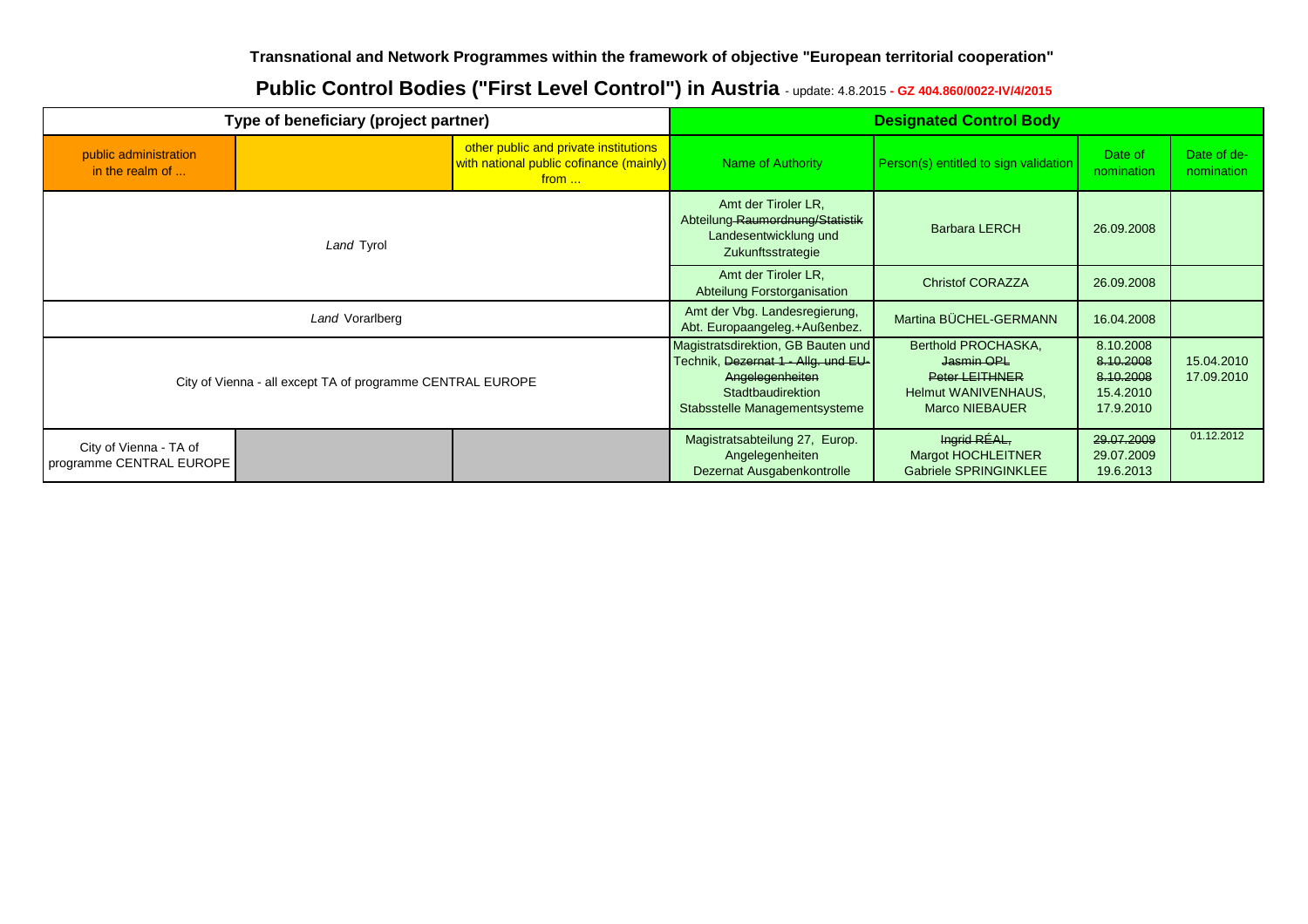**Transnational and Network Programmes within the framework of objective "European territorial cooperation"**

**Public Control Bodies ("First Level Control") in Austria** - update: 4.8.2015 - **GZ 404.860/0022-IV/4/2015**

| Type of beneficiary (project partner) | | | Designated Control Body | | | |
|---|---|---|---|---|---|---|
| public administration in the realm of ... | | other public and private institutions with national public cofinance (mainly) from ... | Name of Authority | Person(s) entitled to sign validation | Date of nomination | Date of de-nomination |
| *Land* Tyrol | | | Amt der Tiroler LR, Abteilung ~~Raumordnung/Statistik~~ Landesentwicklung und Zukunftsstrategie | Barbara LERCH | 26.09.2008 | |
| | | | Amt der Tiroler LR, Abteilung Forstorganisation | Christof CORAZZA | 26.09.2008 | |
| *Land* Vorarlberg | | | Amt der Vbg. Landesregierung, Abt. Europaangeleg.+Außenbez. | Martina BÜCHEL-GERMANN | 16.04.2008 | |
| City of Vienna - all except TA of programme CENTRAL EUROPE | | | Magistratsdirektion, GB Bauten und Technik, ~~Dezernat 1 - Allg. und EU-Angelegenheiten~~ Stadtbaudirektion Stabsstelle Managementsysteme | Berthold PROCHASKA, ~~Jasmin OPL~~ ~~Peter LEITHNER~~ Helmut WANIVENHAUS, Marco NIEBAUER | 8.10.2008 ~~8.10.2008~~ ~~8.10.2008~~ 15.4.2010 17.9.2010 | 15.04.2010 17.09.2010 |
| City of Vienna - TA of programme CENTRAL EUROPE | | | Magistratsabteilung 27, Europ. Angelegenheiten Dezernat Ausgabenkontrolle | ~~Ingrid RÉAL,~~ Margot HOCHLEITNER Gabriele SPRINGINKLEE | ~~29.07.2009~~ 29.07.2009 19.6.2013 | 01.12.2012 |